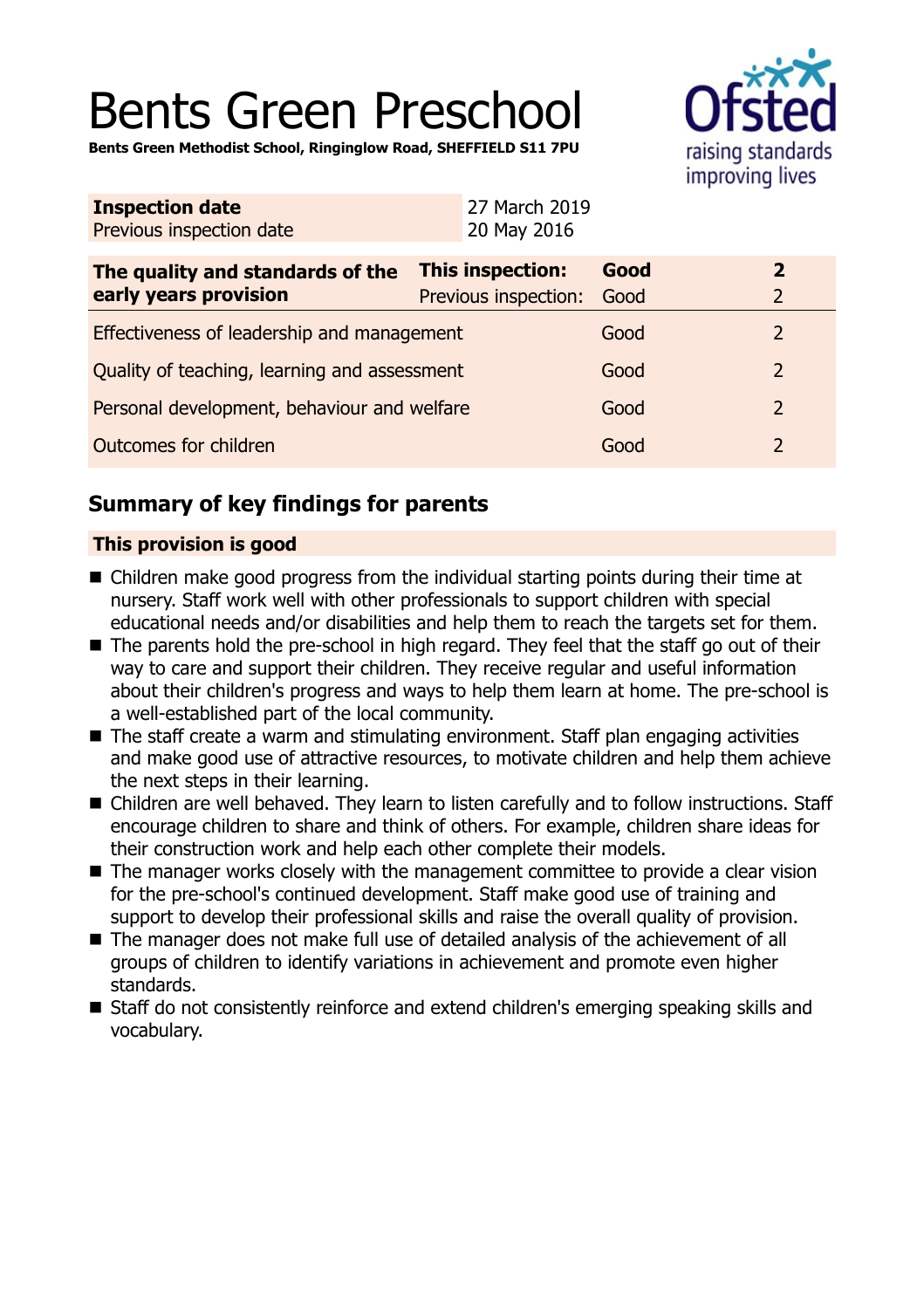# Bents Green Preschool

**Bents Green Methodist School, Ringinglow Road, SHEFFIELD S11 7PU**

| **Inspection date** | 27 March 2019 |
| --- | --- |
| Previous inspection date | 20 May 2016 |

| **The quality and standards of the early years provision** | **This inspection:** | **Good** | **2** |
| --- | --- | --- | --- |
| | Previous inspection: | Good | 2 |
| Effectiveness of leadership and management | | Good | 2 |
| Quality of teaching, learning and assessment | | Good | 2 |
| Personal development, behaviour and welfare | | Good | 2 |
| Outcomes for children | | Good | 2 |

## Summary of key findings for parents

### This provision is good

- Children make good progress from the individual starting points during their time at nursery. Staff work well with other professionals to support children with special educational needs and/or disabilities and help them to reach the targets set for them.
- The parents hold the pre-school in high regard. They feel that the staff go out of their way to care and support their children. They receive regular and useful information about their children's progress and ways to help them learn at home. The pre-school is a well-established part of the local community.
- The staff create a warm and stimulating environment. Staff plan engaging activities and make good use of attractive resources, to motivate children and help them achieve the next steps in their learning.
- Children are well behaved. They learn to listen carefully and to follow instructions. Staff encourage children to share and think of others. For example, children share ideas for their construction work and help each other complete their models.
- The manager works closely with the management committee to provide a clear vision for the pre-school's continued development. Staff make good use of training and support to develop their professional skills and raise the overall quality of provision.
- The manager does not make full use of detailed analysis of the achievement of all groups of children to identify variations in achievement and promote even higher standards.
- Staff do not consistently reinforce and extend children's emerging speaking skills and vocabulary.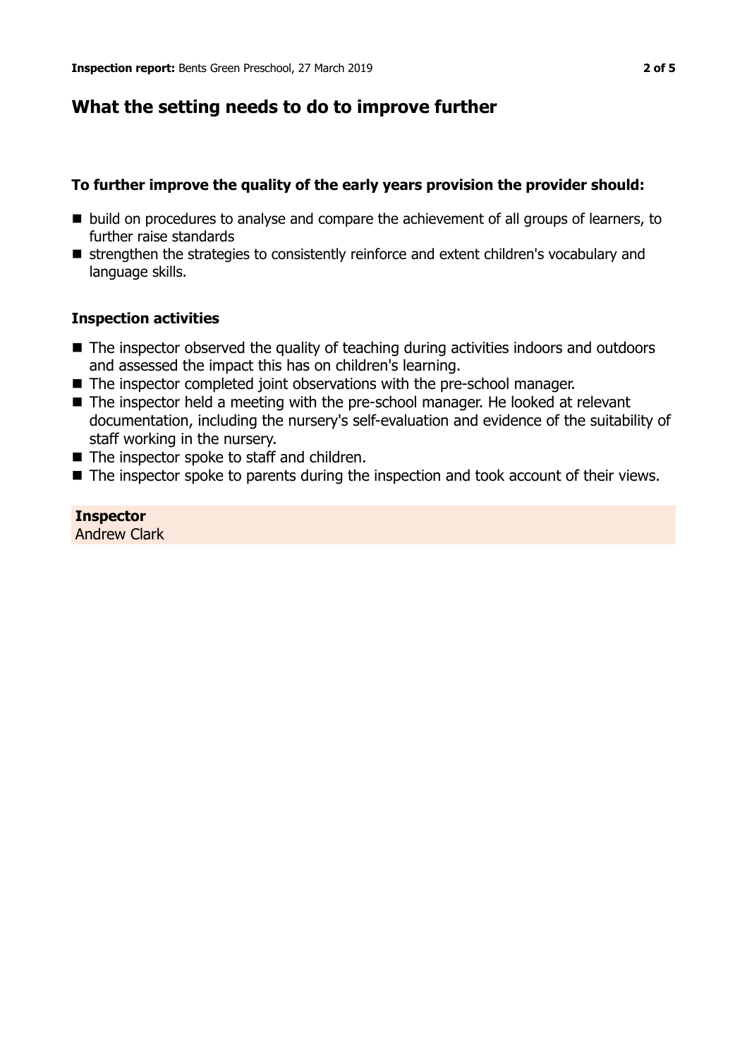## What the setting needs to do to improve further

### To further improve the quality of the early years provision the provider should:

- build on procedures to analyse and compare the achievement of all groups of learners, to further raise standards
- strengthen the strategies to consistently reinforce and extent children's vocabulary and language skills.

### Inspection activities

- The inspector observed the quality of teaching during activities indoors and outdoors and assessed the impact this has on children's learning.
- The inspector completed joint observations with the pre-school manager.
- The inspector held a meeting with the pre-school manager. He looked at relevant documentation, including the nursery's self-evaluation and evidence of the suitability of staff working in the nursery.
- The inspector spoke to staff and children.
- The inspector spoke to parents during the inspection and took account of their views.

**Inspector**
Andrew Clark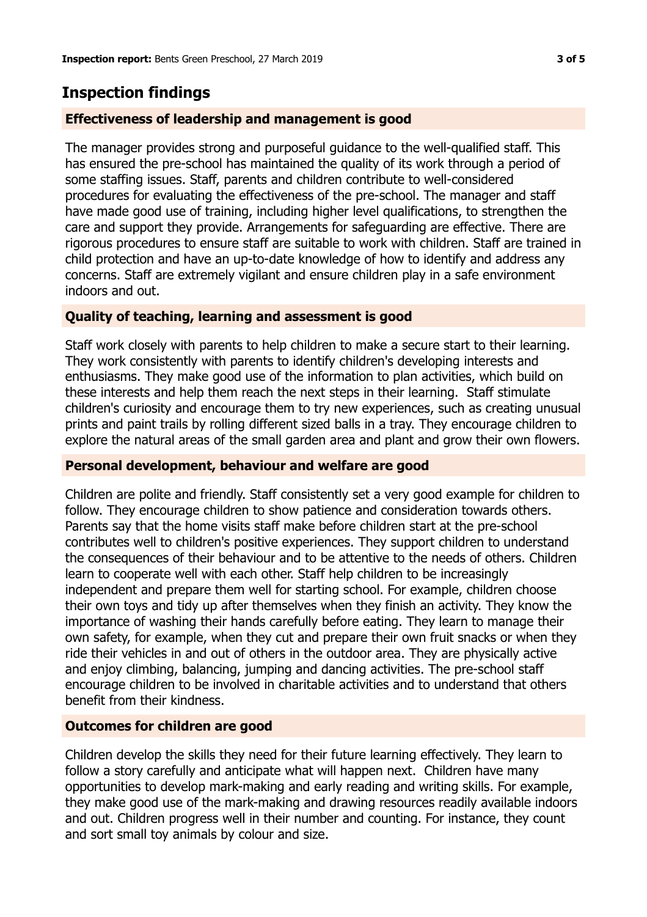## Inspection findings

### Effectiveness of leadership and management is good

The manager provides strong and purposeful guidance to the well-qualified staff. This has ensured the pre-school has maintained the quality of its work through a period of some staffing issues. Staff, parents and children contribute to well-considered procedures for evaluating the effectiveness of the pre-school. The manager and staff have made good use of training, including higher level qualifications, to strengthen the care and support they provide. Arrangements for safeguarding are effective. There are rigorous procedures to ensure staff are suitable to work with children. Staff are trained in child protection and have an up-to-date knowledge of how to identify and address any concerns. Staff are extremely vigilant and ensure children play in a safe environment indoors and out.

### Quality of teaching, learning and assessment is good

Staff work closely with parents to help children to make a secure start to their learning. They work consistently with parents to identify children's developing interests and enthusiasms. They make good use of the information to plan activities, which build on these interests and help them reach the next steps in their learning. Staff stimulate children's curiosity and encourage them to try new experiences, such as creating unusual prints and paint trails by rolling different sized balls in a tray. They encourage children to explore the natural areas of the small garden area and plant and grow their own flowers.

### Personal development, behaviour and welfare are good

Children are polite and friendly. Staff consistently set a very good example for children to follow. They encourage children to show patience and consideration towards others. Parents say that the home visits staff make before children start at the pre-school contributes well to children's positive experiences. They support children to understand the consequences of their behaviour and to be attentive to the needs of others. Children learn to cooperate well with each other. Staff help children to be increasingly independent and prepare them well for starting school. For example, children choose their own toys and tidy up after themselves when they finish an activity. They know the importance of washing their hands carefully before eating. They learn to manage their own safety, for example, when they cut and prepare their own fruit snacks or when they ride their vehicles in and out of others in the outdoor area. They are physically active and enjoy climbing, balancing, jumping and dancing activities. The pre-school staff encourage children to be involved in charitable activities and to understand that others benefit from their kindness.

### Outcomes for children are good

Children develop the skills they need for their future learning effectively. They learn to follow a story carefully and anticipate what will happen next. Children have many opportunities to develop mark-making and early reading and writing skills. For example, they make good use of the mark-making and drawing resources readily available indoors and out. Children progress well in their number and counting. For instance, they count and sort small toy animals by colour and size.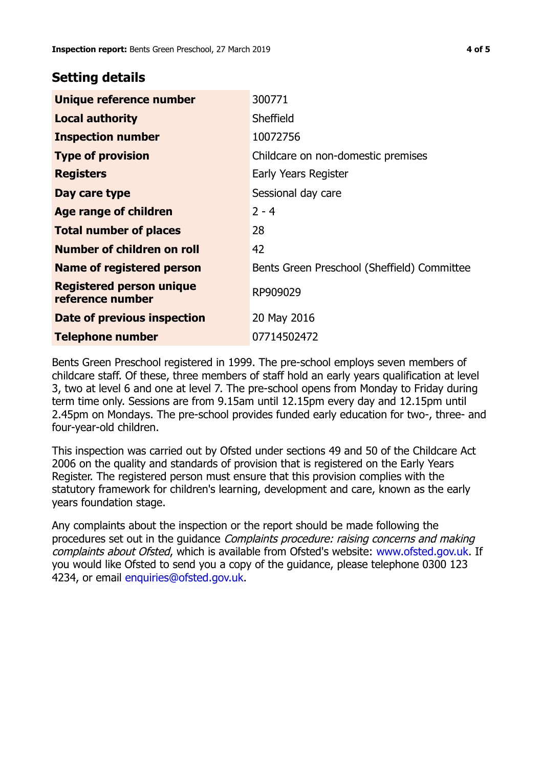## Setting details

| | |
|---|---|
| **Unique reference number** | 300771 |
| **Local authority** | Sheffield |
| **Inspection number** | 10072756 |
| **Type of provision** | Childcare on non-domestic premises |
| **Registers** | Early Years Register |
| **Day care type** | Sessional day care |
| **Age range of children** | 2 - 4 |
| **Total number of places** | 28 |
| **Number of children on roll** | 42 |
| **Name of registered person** | Bents Green Preschool (Sheffield) Committee |
| **Registered person unique reference number** | RP909029 |
| **Date of previous inspection** | 20 May 2016 |
| **Telephone number** | 07714502472 |

Bents Green Preschool registered in 1999. The pre-school employs seven members of childcare staff. Of these, three members of staff hold an early years qualification at level 3, two at level 6 and one at level 7. The pre-school opens from Monday to Friday during term time only. Sessions are from 9.15am until 12.15pm every day and 12.15pm until 2.45pm on Mondays. The pre-school provides funded early education for two-, three- and four-year-old children.

This inspection was carried out by Ofsted under sections 49 and 50 of the Childcare Act 2006 on the quality and standards of provision that is registered on the Early Years Register. The registered person must ensure that this provision complies with the statutory framework for children's learning, development and care, known as the early years foundation stage.

Any complaints about the inspection or the report should be made following the procedures set out in the guidance *Complaints procedure: raising concerns and making complaints about Ofsted*, which is available from Ofsted's website: www.ofsted.gov.uk. If you would like Ofsted to send you a copy of the guidance, please telephone 0300 123 4234, or email enquiries@ofsted.gov.uk.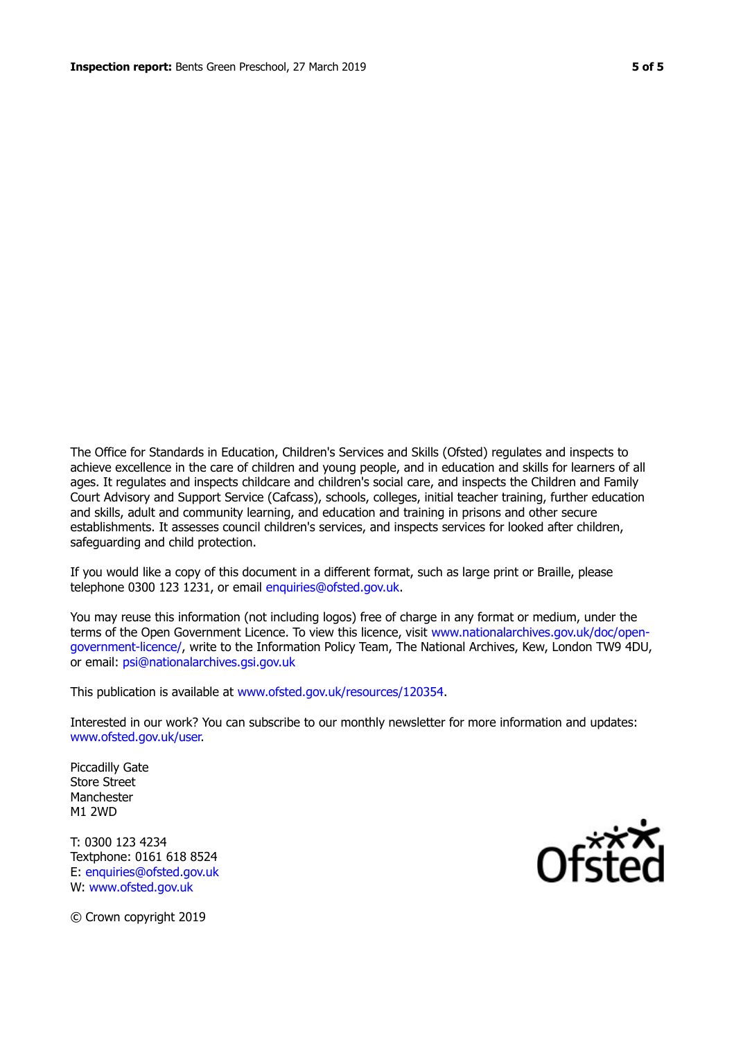The Office for Standards in Education, Children's Services and Skills (Ofsted) regulates and inspects to achieve excellence in the care of children and young people, and in education and skills for learners of all ages. It regulates and inspects childcare and children's social care, and inspects the Children and Family Court Advisory and Support Service (Cafcass), schools, colleges, initial teacher training, further education and skills, adult and community learning, and education and training in prisons and other secure establishments. It assesses council children's services, and inspects services for looked after children, safeguarding and child protection.

If you would like a copy of this document in a different format, such as large print or Braille, please telephone 0300 123 1231, or email enquiries@ofsted.gov.uk.

You may reuse this information (not including logos) free of charge in any format or medium, under the terms of the Open Government Licence. To view this licence, visit www.nationalarchives.gov.uk/doc/open-government-licence/, write to the Information Policy Team, The National Archives, Kew, London TW9 4DU, or email: psi@nationalarchives.gsi.gov.uk

This publication is available at www.ofsted.gov.uk/resources/120354.

Interested in our work? You can subscribe to our monthly newsletter for more information and updates: www.ofsted.gov.uk/user.

Piccadilly Gate
Store Street
Manchester
M1 2WD

T: 0300 123 4234
Textphone: 0161 618 8524
E: enquiries@ofsted.gov.uk
W: www.ofsted.gov.uk

© Crown copyright 2019